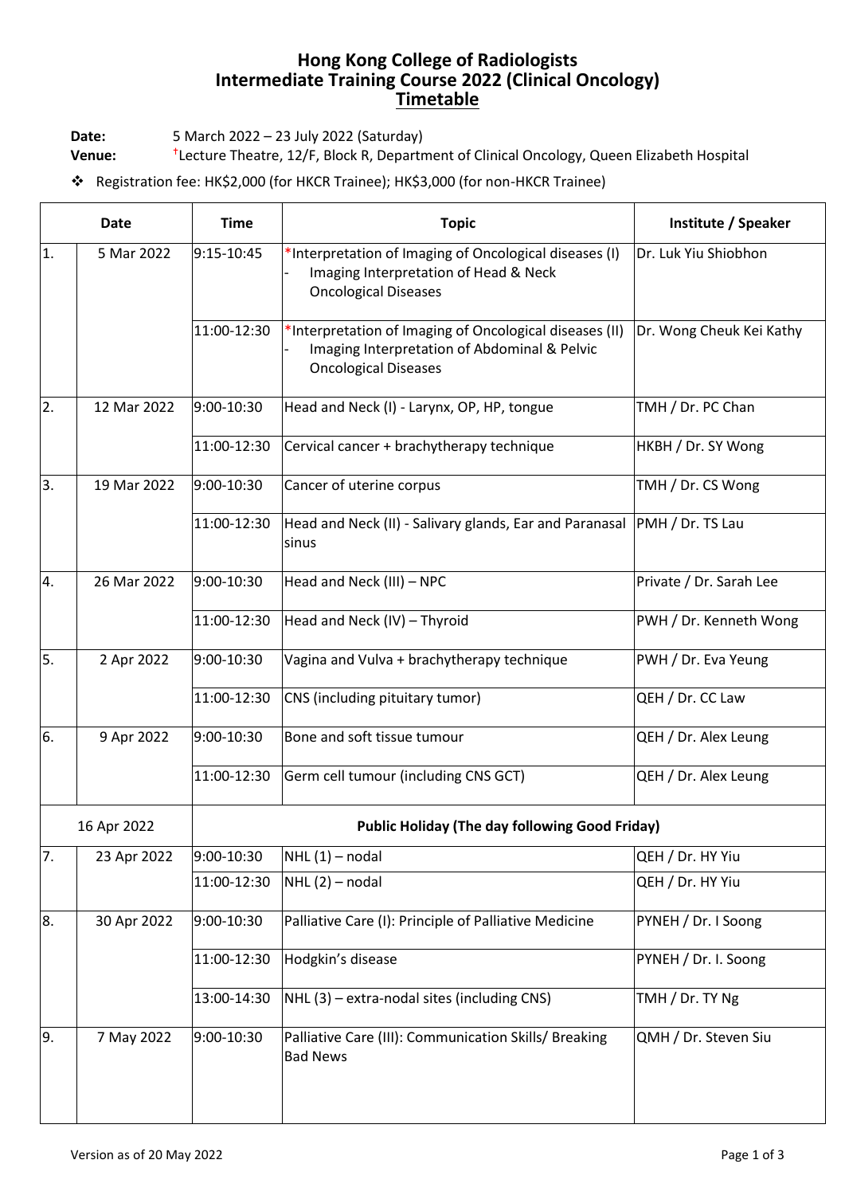# Hong Kong College of Radiologists
# Intermediate Training Course 2022 (Clinical Oncology)
## Timetable

**Date:** 5 March 2022 – 23 July 2022 (Saturday)
**Venue:** [†]Lecture Theatre, 12/F, Block R, Department of Clinical Oncology, Queen Elizabeth Hospital

❖ Registration fee: HK$2,000 (for HKCR Trainee); HK$3,000 (for non-HKCR Trainee)

| Date | | Time | Topic | Institute / Speaker |
|---|---|---|---|---|
| 1. | 5 Mar 2022 | 9:15-10:45 | *Interpretation of Imaging of Oncological diseases (I)<br>- Imaging Interpretation of Head & Neck Oncological Diseases | Dr. Luk Yiu Shiobhon |
| | | 11:00-12:30 | *Interpretation of Imaging of Oncological diseases (II)<br>- Imaging Interpretation of Abdominal & Pelvic Oncological Diseases | Dr. Wong Cheuk Kei Kathy |
| 2. | 12 Mar 2022 | 9:00-10:30 | Head and Neck (I) - Larynx, OP, HP, tongue | TMH / Dr. PC Chan |
| | | 11:00-12:30 | Cervical cancer + brachytherapy technique | HKBH / Dr. SY Wong |
| 3. | 19 Mar 2022 | 9:00-10:30 | Cancer of uterine corpus | TMH / Dr. CS Wong |
| | | 11:00-12:30 | Head and Neck (II) - Salivary glands, Ear and Paranasal sinus | PMH / Dr. TS Lau |
| 4. | 26 Mar 2022 | 9:00-10:30 | Head and Neck (III) – NPC | Private / Dr. Sarah Lee |
| | | 11:00-12:30 | Head and Neck (IV) – Thyroid | PWH / Dr. Kenneth Wong |
| 5. | 2 Apr 2022 | 9:00-10:30 | Vagina and Vulva + brachytherapy technique | PWH / Dr. Eva Yeung |
| | | 11:00-12:30 | CNS (including pituitary tumor) | QEH / Dr. CC Law |
| 6. | 9 Apr 2022 | 9:00-10:30 | Bone and soft tissue tumour | QEH / Dr. Alex Leung |
| | | 11:00-12:30 | Germ cell tumour (including CNS GCT) | QEH / Dr. Alex Leung |
| 16 Apr 2022 | | **Public Holiday (The day following Good Friday)** | | |
| 7. | 23 Apr 2022 | 9:00-10:30 | NHL (1) – nodal | QEH / Dr. HY Yiu |
| | | 11:00-12:30 | NHL (2) – nodal | QEH / Dr. HY Yiu |
| 8. | 30 Apr 2022 | 9:00-10:30 | Palliative Care (I): Principle of Palliative Medicine | PYNEH / Dr. I Soong |
| | | 11:00-12:30 | Hodgkin's disease | PYNEH / Dr. I. Soong |
| | | 13:00-14:30 | NHL (3) – extra-nodal sites (including CNS) | TMH / Dr. TY Ng |
| 9. | 7 May 2022 | 9:00-10:30 | Palliative Care (III): Communication Skills/ Breaking Bad News | QMH / Dr. Steven Siu |

Version as of 20 May 2022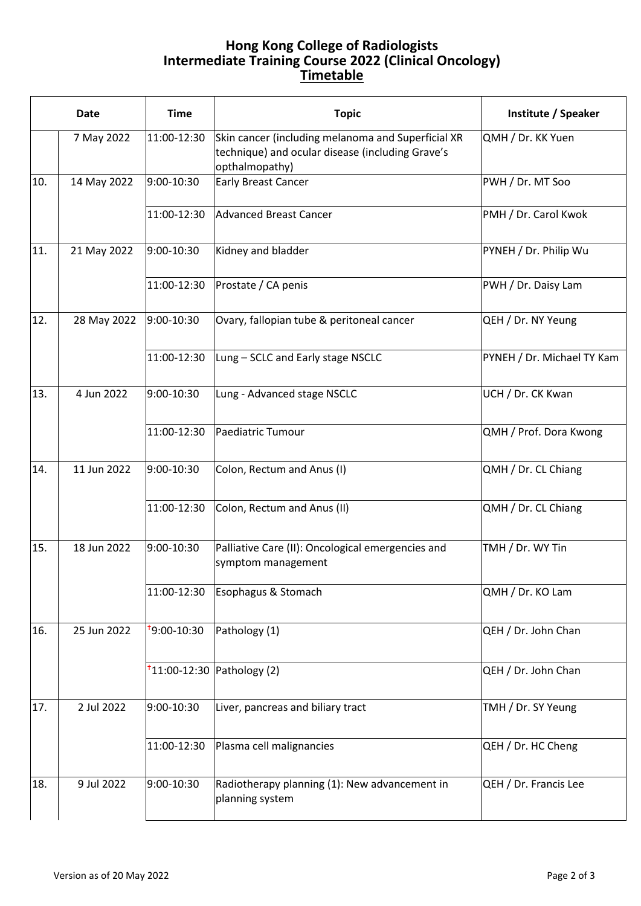# Hong Kong College of Radiologists
# Intermediate Training Course 2022 (Clinical Oncology)
## Timetable

| | Date | Time | Topic | Institute / Speaker |
|---|---|---|---|---|
| | 7 May 2022 | 11:00-12:30 | Skin cancer (including melanoma and Superficial XR technique) and ocular disease (including Grave's opthalmopathy) | QMH / Dr. KK Yuen |
| 10. | 14 May 2022 | 9:00-10:30 | Early Breast Cancer | PWH / Dr. MT Soo |
| | | 11:00-12:30 | Advanced Breast Cancer | PMH / Dr. Carol Kwok |
| 11. | 21 May 2022 | 9:00-10:30 | Kidney and bladder | PYNEH / Dr. Philip Wu |
| | | 11:00-12:30 | Prostate / CA penis | PWH / Dr. Daisy Lam |
| 12. | 28 May 2022 | 9:00-10:30 | Ovary, fallopian tube & peritoneal cancer | QEH / Dr. NY Yeung |
| | | 11:00-12:30 | Lung – SCLC and Early stage NSCLC | PYNEH / Dr. Michael TY Kam |
| 13. | 4 Jun 2022 | 9:00-10:30 | Lung - Advanced stage NSCLC | UCH / Dr. CK Kwan |
| | | 11:00-12:30 | Paediatric Tumour | QMH / Prof. Dora Kwong |
| 14. | 11 Jun 2022 | 9:00-10:30 | Colon, Rectum and Anus (I) | QMH / Dr. CL Chiang |
| | | 11:00-12:30 | Colon, Rectum and Anus (II) | QMH / Dr. CL Chiang |
| 15. | 18 Jun 2022 | 9:00-10:30 | Palliative Care (II): Oncological emergencies and symptom management | TMH / Dr. WY Tin |
| | | 11:00-12:30 | Esophagus & Stomach | QMH / Dr. KO Lam |
| 16. | 25 Jun 2022 | †9:00-10:30 | Pathology (1) | QEH / Dr. John Chan |
| | | †11:00-12:30 | Pathology (2) | QEH / Dr. John Chan |
| 17. | 2 Jul 2022 | 9:00-10:30 | Liver, pancreas and biliary tract | TMH / Dr. SY Yeung |
| | | 11:00-12:30 | Plasma cell malignancies | QEH / Dr. HC Cheng |
| 18. | 9 Jul 2022 | 9:00-10:30 | Radiotherapy planning (1): New advancement in planning system | QEH / Dr. Francis Lee |

Version as of 20 May 2022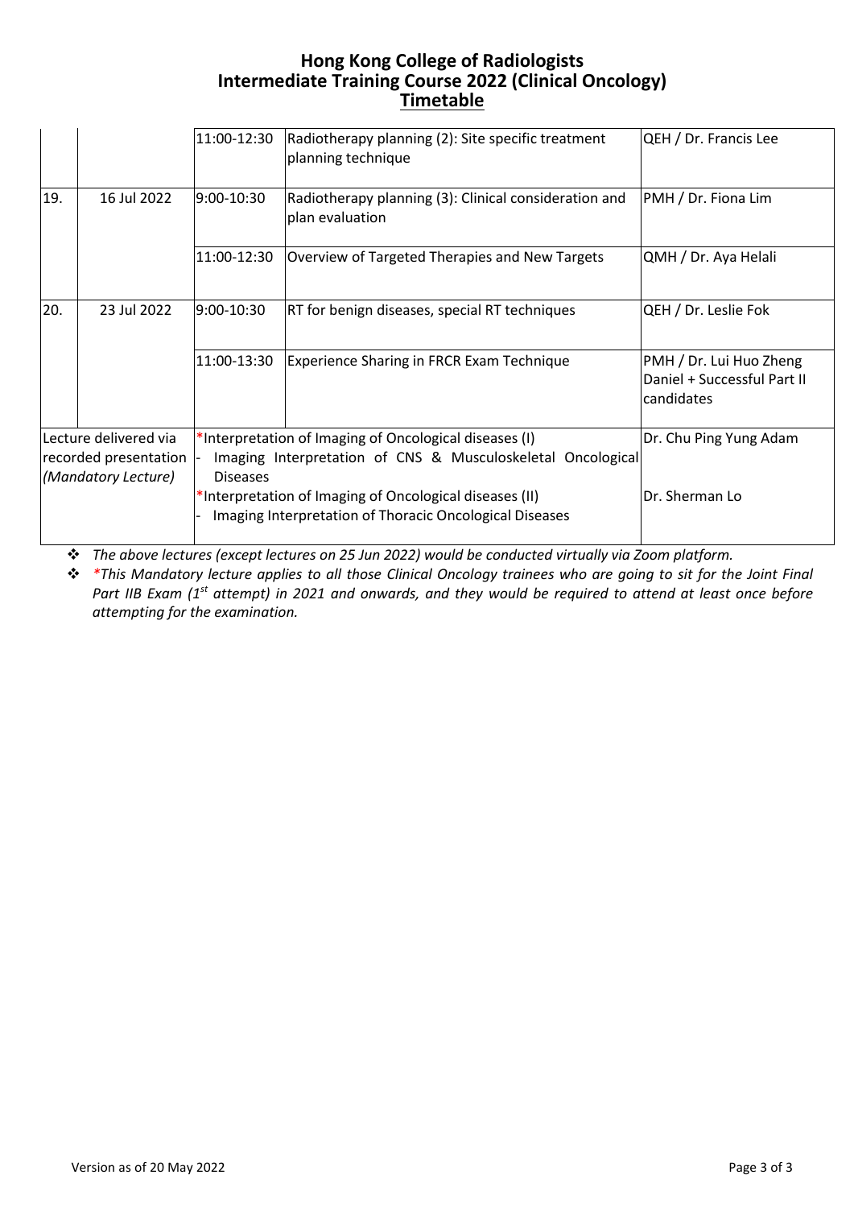# Hong Kong College of Radiologists
# Intermediate Training Course 2022 (Clinical Oncology)
## Timetable

| | | | | |
|---|---|---|---|---|
| | | 11:00-12:30 | Radiotherapy planning (2): Site specific treatment planning technique | QEH / Dr. Francis Lee |
| 19. | 16 Jul 2022 | 9:00-10:30 | Radiotherapy planning (3): Clinical consideration and plan evaluation | PMH / Dr. Fiona Lim |
| | | 11:00-12:30 | Overview of Targeted Therapies and New Targets | QMH / Dr. Aya Helali |
| 20. | 23 Jul 2022 | 9:00-10:30 | RT for benign diseases, special RT techniques | QEH / Dr. Leslie Fok |
| | | 11:00-13:30 | Experience Sharing in FRCR Exam Technique | PMH / Dr. Lui Huo Zheng Daniel + Successful Part II candidates |
| Lecture delivered via recorded presentation *(Mandatory Lecture)* | | *Interpretation of Imaging of Oncological diseases (I)<br>- Imaging Interpretation of CNS & Musculoskeletal Oncological Diseases | | Dr. Chu Ping Yung Adam |
| | | *Interpretation of Imaging of Oncological diseases (II)<br>- Imaging Interpretation of Thoracic Oncological Diseases | | Dr. Sherman Lo |

- *The above lectures (except lectures on 25 Jun 2022) would be conducted virtually via Zoom platform.*
- *\*This Mandatory lecture applies to all those Clinical Oncology trainees who are going to sit for the Joint Final Part IIB Exam (1st attempt) in 2021 and onwards, and they would be required to attend at least once before attempting for the examination.*

Version as of 20 May 2022